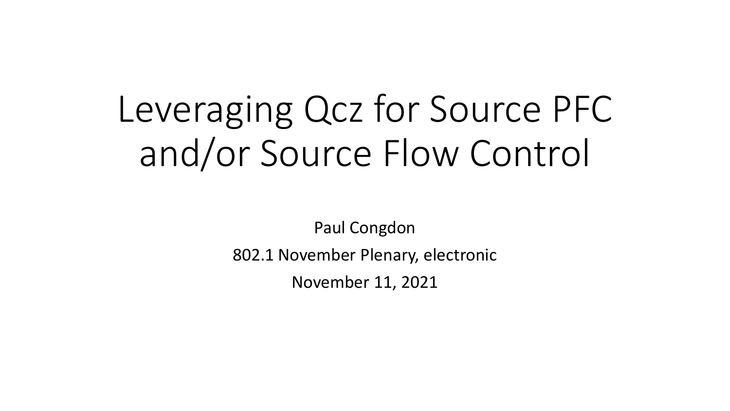# Leveraging Qcz for Source PFC and/or Source Flow Control

Paul Congdon

802.1 November Plenary, electronic

November 11, 2021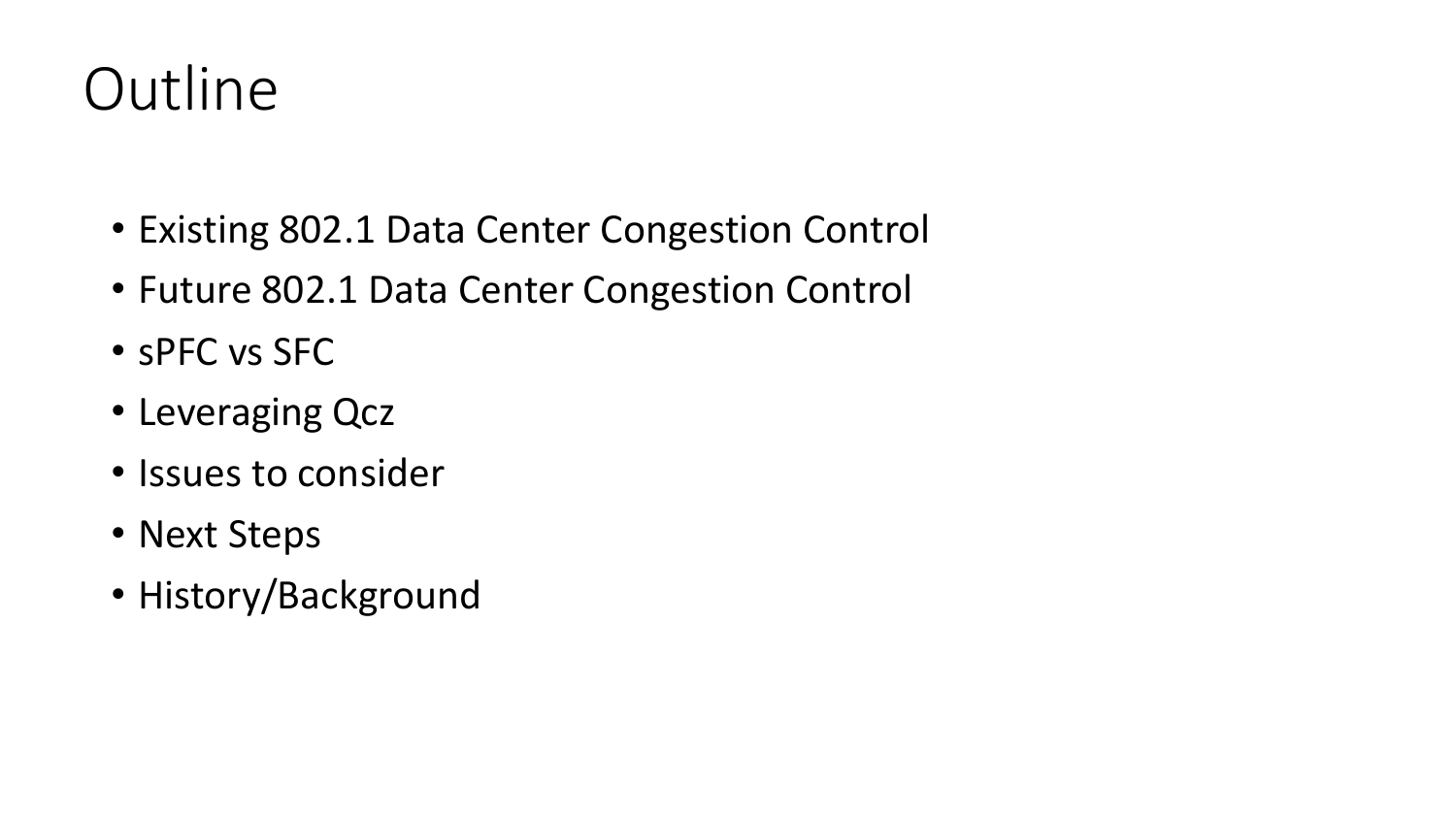# Outline

- Existing 802.1 Data Center Congestion Control
- Future 802.1 Data Center Congestion Control
- sPFC vs SFC
- Leveraging Qcz
- Issues to consider
- Next Steps
- History/Background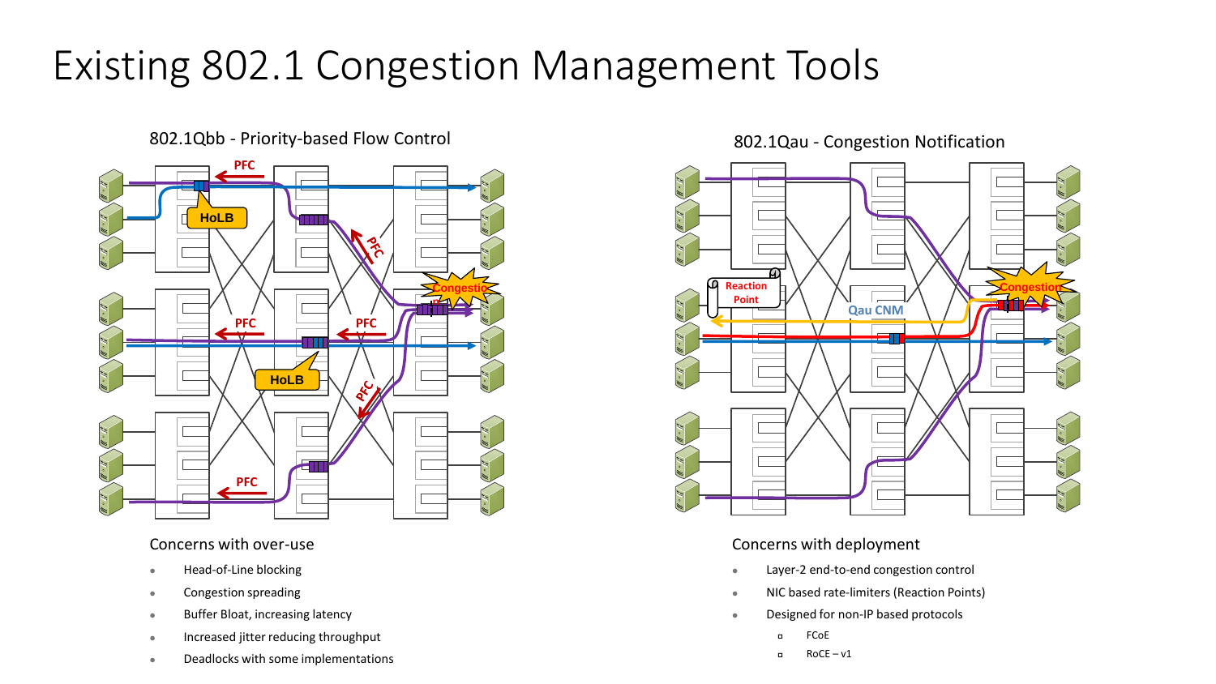# Existing 802.1 Congestion Management Tools

## 802.1Qbb - Priority-based Flow Control

### Concerns with over-use

- Head-of-Line blocking
- Congestion spreading
- Buffer Bloat, increasing latency
- Increased jitter reducing throughput
- Deadlocks with some implementations

## 802.1Qau - Congestion Notification

### Concerns with deployment

- Layer-2 end-to-end congestion control
- NIC based rate-limiters (Reaction Points)
- Designed for non-IP based protocols
  - FCoE
  - RoCE – v1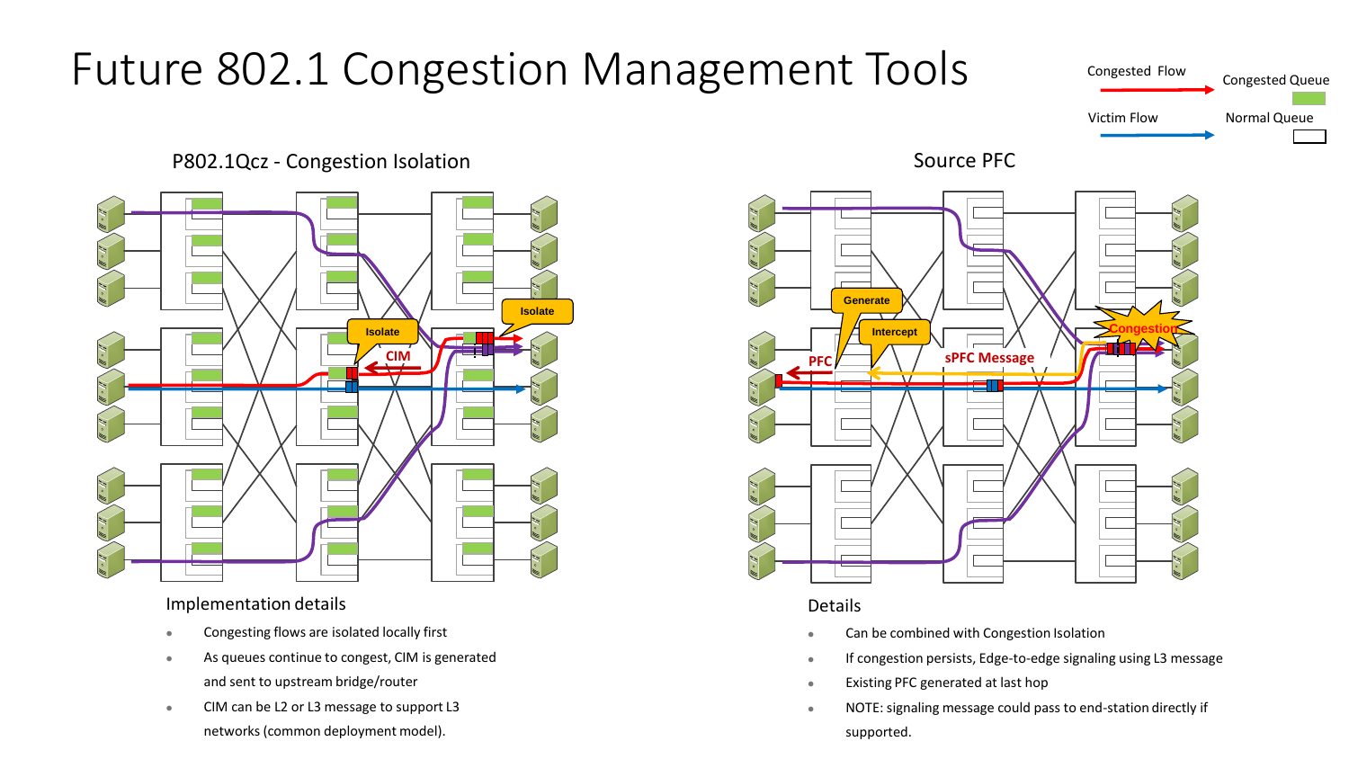# Future 802.1 Congestion Management Tools

## P802.1Qcz - Congestion Isolation

### Implementation details

- Congesting flows are isolated locally first
- As queues continue to congest, CIM is generated and sent to upstream bridge/router
- CIM can be L2 or L3 message to support L3 networks (common deployment model).

## Source PFC

### Details

- Can be combined with Congestion Isolation
- If congestion persists, Edge-to-edge signaling using L3 message
- Existing PFC generated at last hop
- NOTE: signaling message could pass to end-station directly if supported.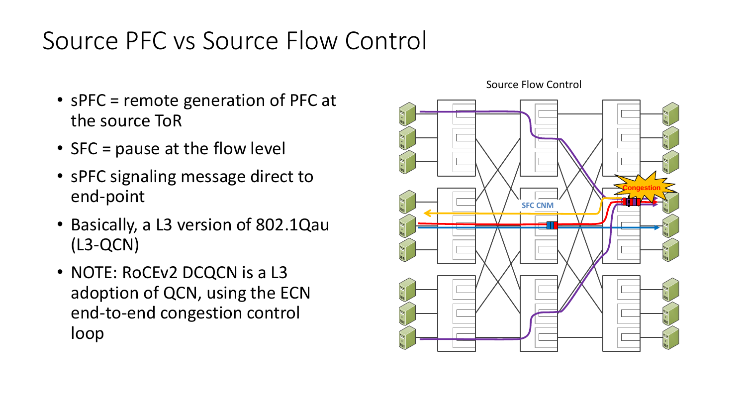# Source PFC vs Source Flow Control

- sPFC = remote generation of PFC at the source ToR
- SFC = pause at the flow level
- sPFC signaling message direct to end-point
- Basically, a L3 version of 802.1Qau (L3-QCN)
- NOTE: RoCEv2 DCQCN is a L3 adoption of QCN, using the ECN end-to-end congestion control loop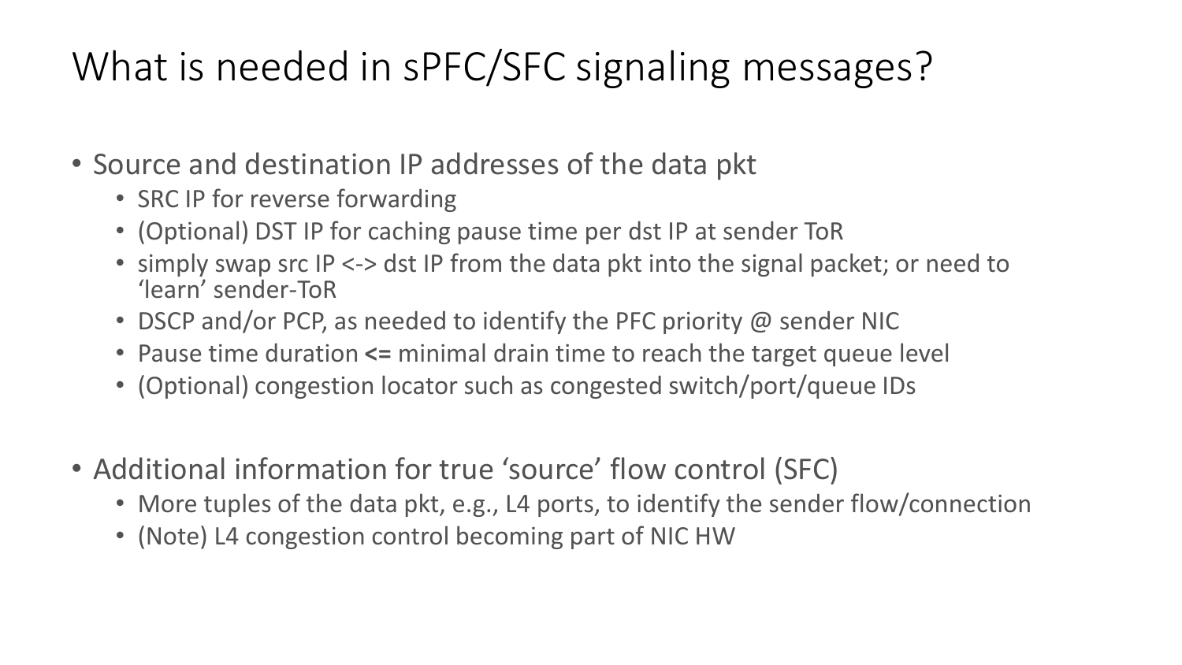# What is needed in sPFC/SFC signaling messages?

- Source and destination IP addresses of the data pkt
  - SRC IP for reverse forwarding
  - (Optional) DST IP for caching pause time per dst IP at sender ToR
  - simply swap src IP <-> dst IP from the data pkt into the signal packet; or need to 'learn' sender-ToR
  - DSCP and/or PCP, as needed to identify the PFC priority @ sender NIC
  - Pause time duration **<=** minimal drain time to reach the target queue level
  - (Optional) congestion locator such as congested switch/port/queue IDs

- Additional information for true 'source' flow control (SFC)
  - More tuples of the data pkt, e.g., L4 ports, to identify the sender flow/connection
  - (Note) L4 congestion control becoming part of NIC HW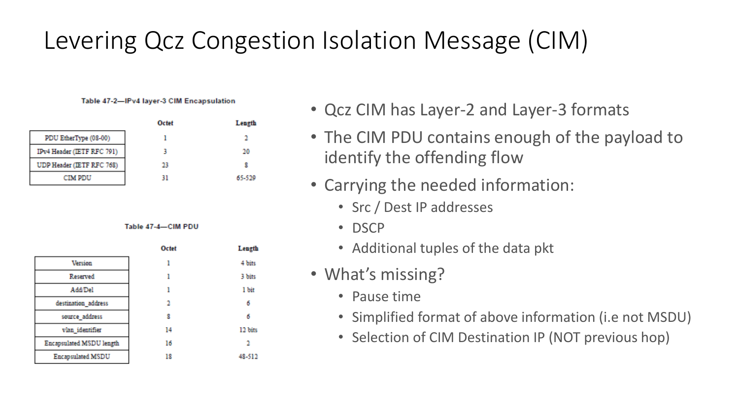# Levering Qcz Congestion Isolation Message (CIM)

**Table 47-2—IPv4 layer-3 CIM Encapsulation**

| | Octet | Length |
|---|---|---|
| PDU EtherType (08-00) | 1 | 2 |
| IPv4 Header (IETF RFC 791) | 3 | 20 |
| UDP Header (IETF RFC 768) | 23 | 8 |
| CIM PDU | 31 | 65-529 |

**Table 47-4—CIM PDU**

| | Octet | Length |
|---|---|---|
| Version | 1 | 4 bits |
| Reserved | 1 | 3 bits |
| Add/Del | 1 | 1 bit |
| destination_address | 2 | 6 |
| source_address | 8 | 6 |
| vlan_identifier | 14 | 12 bits |
| Encapsulated MSDU length | 16 | 2 |
| Encapsulated MSDU | 18 | 48-512 |

- Qcz CIM has Layer-2 and Layer-3 formats
- The CIM PDU contains enough of the payload to identify the offending flow
- Carrying the needed information:
  - Src / Dest IP addresses
  - DSCP
  - Additional tuples of the data pkt
- What's missing?
  - Pause time
  - Simplified format of above information (i.e not MSDU)
  - Selection of CIM Destination IP (NOT previous hop)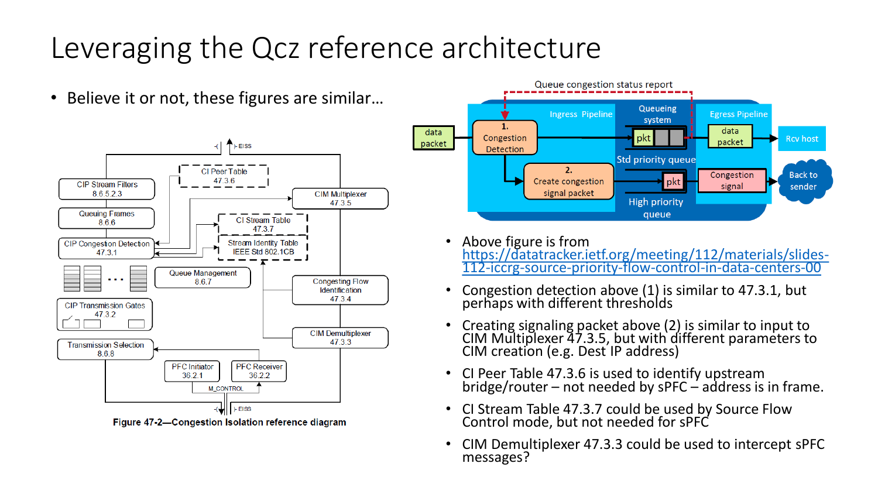# Leveraging the Qcz reference architecture

- Believe it or not, these figures are similar…

Figure 47-2—Congestion Isolation reference diagram

- Above figure is from https://datatracker.ietf.org/meeting/112/materials/slides-112-iccrg-source-priority-flow-control-in-data-centers-00
- Congestion detection above (1) is similar to 47.3.1, but perhaps with different thresholds
- Creating signaling packet above (2) is similar to input to CIM Multiplexer 47.3.5, but with different parameters to CIM creation (e.g. Dest IP address)
- CI Peer Table 47.3.6 is used to identify upstream bridge/router – not needed by sPFC – address is in frame.
- CI Stream Table 47.3.7 could be used by Source Flow Control mode, but not needed for sPFC
- CIM Demultiplexer 47.3.3 could be used to intercept sPFC messages?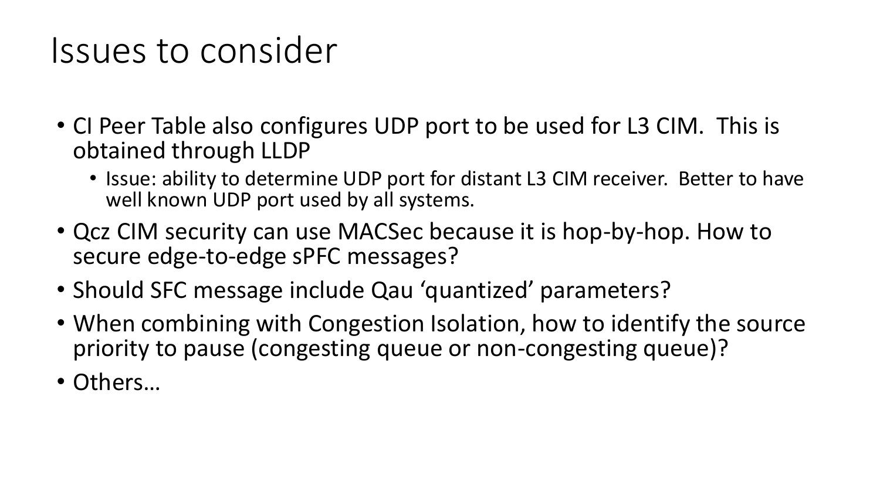# Issues to consider

- CI Peer Table also configures UDP port to be used for L3 CIM. This is obtained through LLDP
  - Issue: ability to determine UDP port for distant L3 CIM receiver. Better to have well known UDP port used by all systems.
- Qcz CIM security can use MACSec because it is hop-by-hop. How to secure edge-to-edge sPFC messages?
- Should SFC message include Qau 'quantized' parameters?
- When combining with Congestion Isolation, how to identify the source priority to pause (congesting queue or non-congesting queue)?
- Others…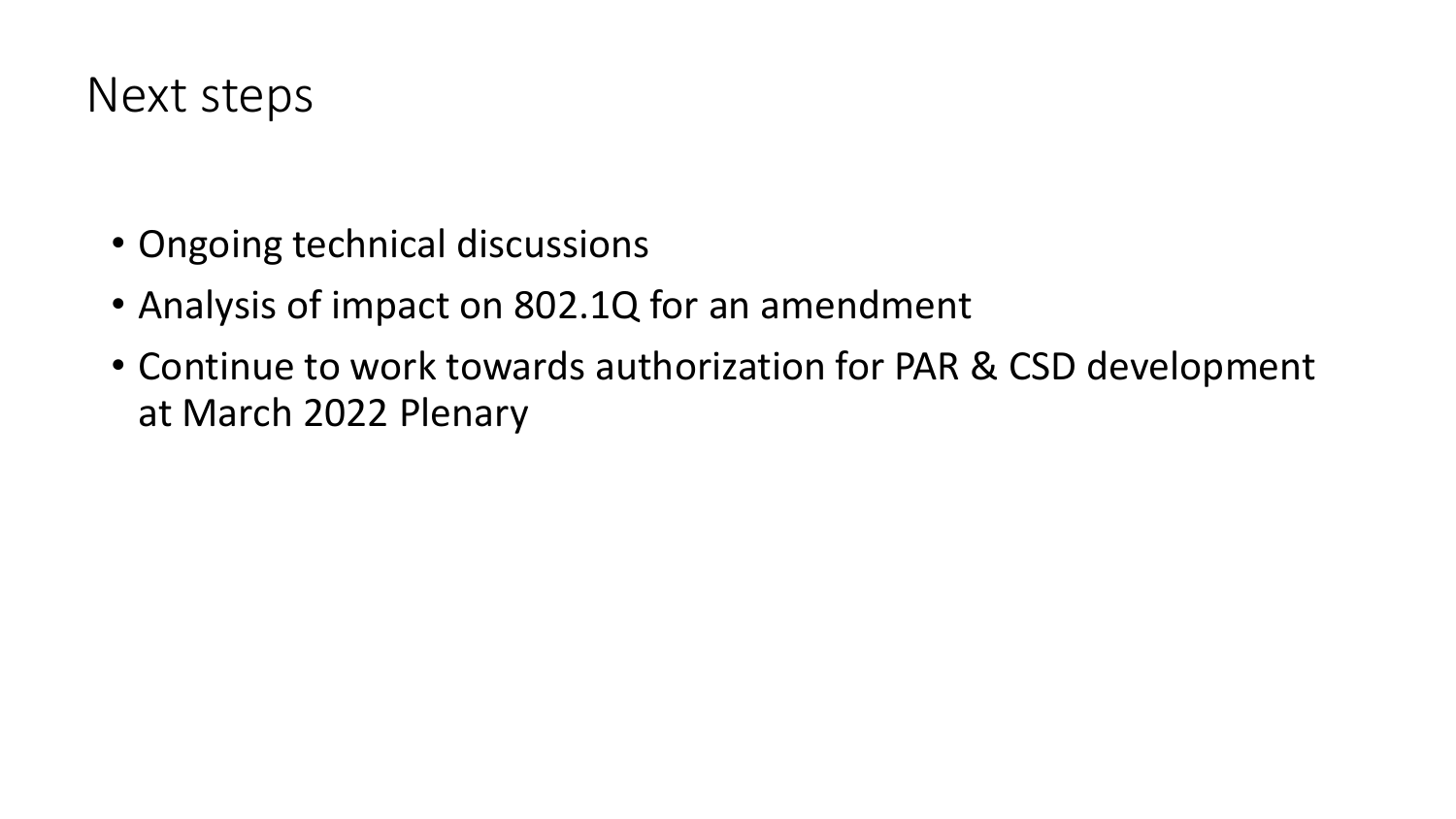# Next steps

- Ongoing technical discussions
- Analysis of impact on 802.1Q for an amendment
- Continue to work towards authorization for PAR & CSD development at March 2022 Plenary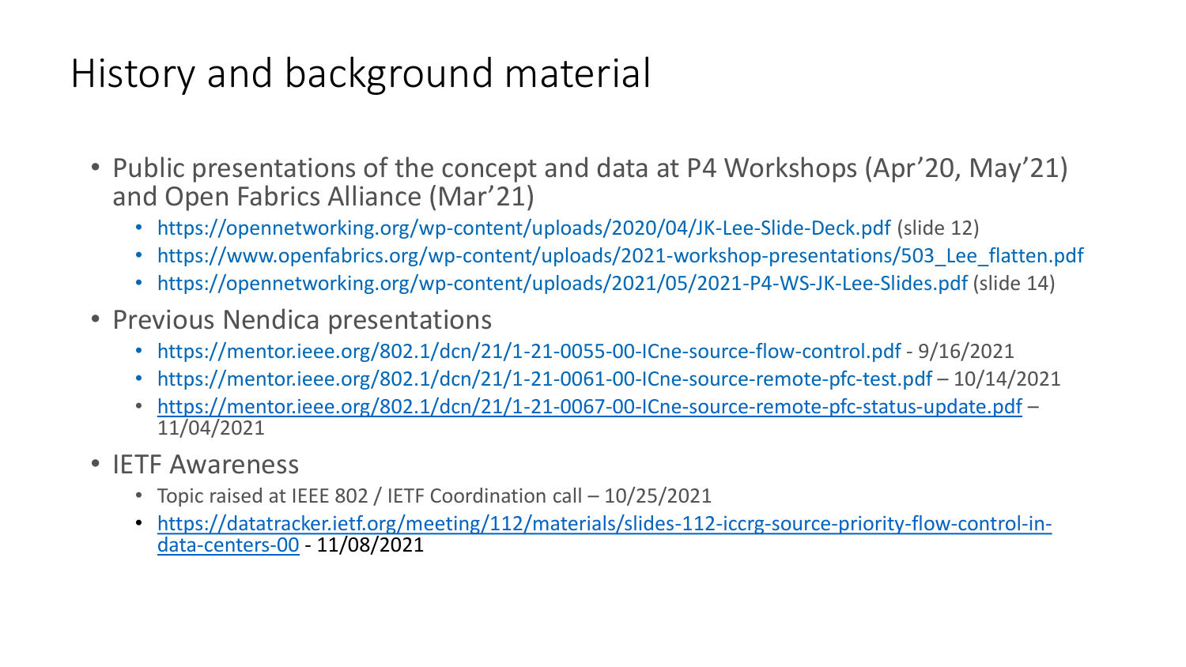# History and background material

- Public presentations of the concept and data at P4 Workshops (Apr’20, May’21) and Open Fabrics Alliance (Mar’21)
  - https://opennetworking.org/wp-content/uploads/2020/04/JK-Lee-Slide-Deck.pdf (slide 12)
  - https://www.openfabrics.org/wp-content/uploads/2021-workshop-presentations/503_Lee_flatten.pdf
  - https://opennetworking.org/wp-content/uploads/2021/05/2021-P4-WS-JK-Lee-Slides.pdf (slide 14)
- Previous Nendica presentations
  - https://mentor.ieee.org/802.1/dcn/21/1-21-0055-00-ICne-source-flow-control.pdf - 9/16/2021
  - https://mentor.ieee.org/802.1/dcn/21/1-21-0061-00-ICne-source-remote-pfc-test.pdf – 10/14/2021
  - https://mentor.ieee.org/802.1/dcn/21/1-21-0067-00-ICne-source-remote-pfc-status-update.pdf – 11/04/2021
- IETF Awareness
  - Topic raised at IEEE 802 / IETF Coordination call – 10/25/2021
  - https://datatracker.ietf.org/meeting/112/materials/slides-112-iccrg-source-priority-flow-control-in-data-centers-00 - 11/08/2021